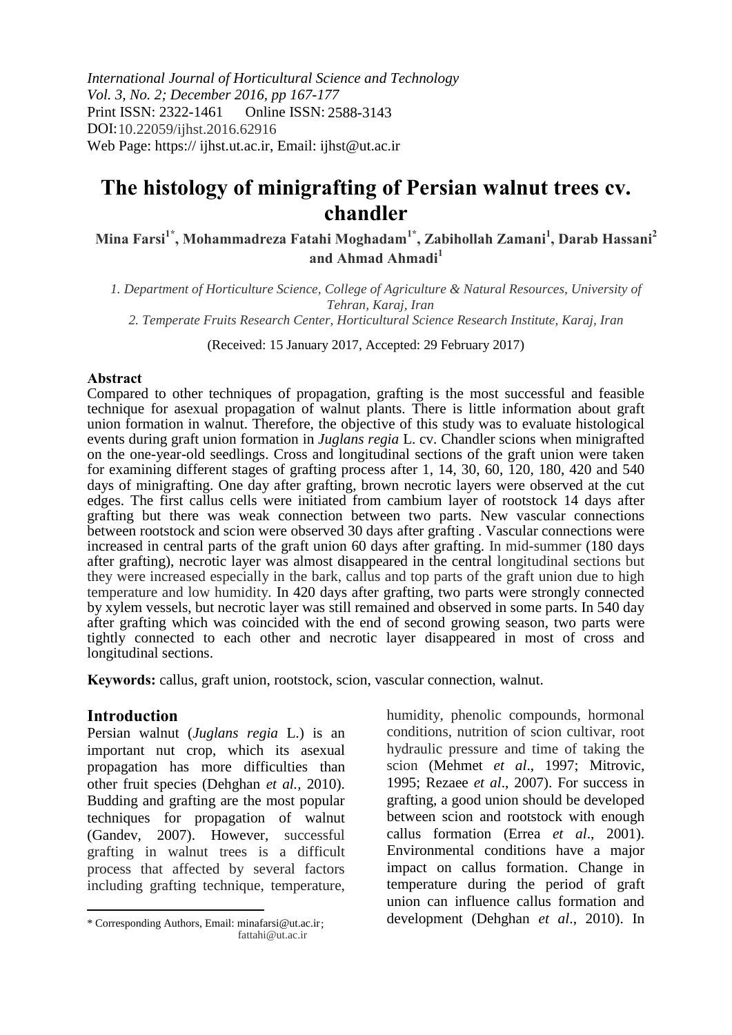*International Journal of Horticultural Science and Technology*
*Vol. 3, No. 2; December 2016, pp 167-177*
Print ISSN: 2322-1461 Online ISSN: 2588-3143
DOI:10.22059/ijhst.2016.62916
Web Page: https:// ijhst.ut.ac.ir, Email: ijhst@ut.ac.ir

# The histology of minigrafting of Persian walnut trees cv. chandler

**Mina Farsi[1*], Mohammadreza Fatahi Moghadam[1*], Zabihollah Zamani[1], Darab Hassani[2] and Ahmad Ahmadi[1]**

*1. Department of Horticulture Science, College of Agriculture & Natural Resources, University of Tehran, Karaj, Iran*
*2. Temperate Fruits Research Center, Horticultural Science Research Institute, Karaj, Iran*

(Received: 15 January 2017, Accepted: 29 February 2017)

## Abstract

Compared to other techniques of propagation, grafting is the most successful and feasible technique for asexual propagation of walnut plants. There is little information about graft union formation in walnut. Therefore, the objective of this study was to evaluate histological events during graft union formation in *Juglans regia* L. cv. Chandler scions when minigrafted on the one-year-old seedlings. Cross and longitudinal sections of the graft union were taken for examining different stages of grafting process after 1, 14, 30, 60, 120, 180, 420 and 540 days of minigrafting. One day after grafting, brown necrotic layers were observed at the cut edges. The first callus cells were initiated from cambium layer of rootstock 14 days after grafting but there was weak connection between two parts. New vascular connections between rootstock and scion were observed 30 days after grafting . Vascular connections were increased in central parts of the graft union 60 days after grafting. In mid-summer (180 days after grafting), necrotic layer was almost disappeared in the central longitudinal sections but they were increased especially in the bark, callus and top parts of the graft union due to high temperature and low humidity. In 420 days after grafting, two parts were strongly connected by xylem vessels, but necrotic layer was still remained and observed in some parts. In 540 day after grafting which was coincided with the end of second growing season, two parts were tightly connected to each other and necrotic layer disappeared in most of cross and longitudinal sections.

**Keywords:** callus, graft union, rootstock, scion, vascular connection, walnut.

## Introduction

Persian walnut (*Juglans regia* L.) is an important nut crop, which its asexual propagation has more difficulties than other fruit species (Dehghan *et al.,* 2010). Budding and grafting are the most popular techniques for propagation of walnut (Gandev, 2007). However, successful grafting in walnut trees is a difficult process that affected by several factors including grafting technique, temperature, humidity, phenolic compounds, hormonal conditions, nutrition of scion cultivar, root hydraulic pressure and time of taking the scion (Mehmet *et al*., 1997; Mitrovic, 1995; Rezaee *et al*., 2007). For success in grafting, a good union should be developed between scion and rootstock with enough callus formation (Errea *et al*., 2001). Environmental conditions have a major impact on callus formation. Change in temperature during the period of graft union can influence callus formation and development (Dehghan *et al*., 2010). In

* Corresponding Authors, Email: minafarsi@ut.ac.ir; fattahi@ut.ac.ir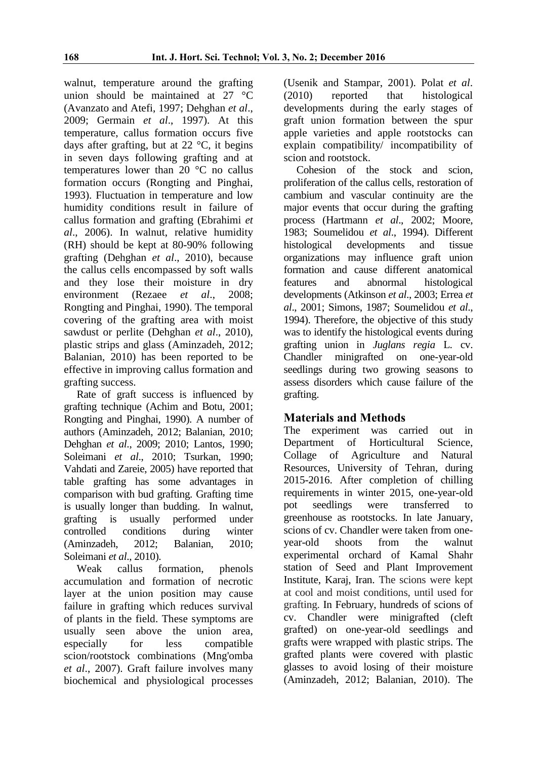walnut, temperature around the grafting union should be maintained at 27 °C (Avanzato and Atefi, 1997; Dehghan *et al*., 2009; Germain *et al*., 1997). At this temperature, callus formation occurs five days after grafting, but at 22 °C, it begins in seven days following grafting and at temperatures lower than 20 °C no callus formation occurs (Rongting and Pinghai, 1993). Fluctuation in temperature and low humidity conditions result in failure of callus formation and grafting (Ebrahimi *et al*., 2006). In walnut, relative humidity (RH) should be kept at 80-90% following grafting (Dehghan *et al*., 2010), because the callus cells encompassed by soft walls and they lose their moisture in dry environment (Rezaee *et al*., 2008; Rongting and Pinghai, 1990). The temporal covering of the grafting area with moist sawdust or perlite (Dehghan *et al*., 2010), plastic strips and glass (Aminzadeh, 2012; Balanian, 2010) has been reported to be effective in improving callus formation and grafting success.

Rate of graft success is influenced by grafting technique (Achim and Botu, 2001; Rongting and Pinghai, 1990). A number of authors (Aminzadeh, 2012; Balanian, 2010; Dehghan *et al*., 2009; 2010; Lantos, 1990; Soleimani *et al*., 2010; Tsurkan, 1990; Vahdati and Zareie, 2005) have reported that table grafting has some advantages in comparison with bud grafting. Grafting time is usually longer than budding. In walnut, grafting is usually performed under controlled conditions during winter (Aminzadeh, 2012; Balanian, 2010; Soleimani *et al*., 2010).

Weak callus formation, phenols accumulation and formation of necrotic layer at the union position may cause failure in grafting which reduces survival of plants in the field. These symptoms are usually seen above the union area, especially for less compatible scion/rootstock combinations (Mng'omba *et al*., 2007). Graft failure involves many biochemical and physiological processes (Usenik and Stampar, 2001). Polat *et al*. (2010) reported that histological developments during the early stages of graft union formation between the spur apple varieties and apple rootstocks can explain compatibility/ incompatibility of scion and rootstock.

Cohesion of the stock and scion, proliferation of the callus cells, restoration of cambium and vascular continuity are the major events that occur during the grafting process (Hartmann *et al*., 2002; Moore, 1983; Soumelidou *et al*., 1994). Different histological developments and tissue organizations may influence graft union formation and cause different anatomical features and abnormal histological developments (Atkinson *et al*., 2003; Errea *et al*., 2001; Simons, 1987; Soumelidou *et al*., 1994). Therefore, the objective of this study was to identify the histological events during grafting union in *Juglans regia* L. cv. Chandler minigrafted on one-year-old seedlings during two growing seasons to assess disorders which cause failure of the grafting.

## Materials and Methods

The experiment was carried out in Department of Horticultural Science, Collage of Agriculture and Natural Resources, University of Tehran, during 2015-2016. After completion of chilling requirements in winter 2015, one-year-old pot seedlings were transferred to greenhouse as rootstocks. In late January, scions of cv. Chandler were taken from one-year-old shoots from the walnut experimental orchard of Kamal Shahr station of Seed and Plant Improvement Institute, Karaj, Iran. The scions were kept at cool and moist conditions, until used for grafting. In February, hundreds of scions of cv. Chandler were minigrafted (cleft grafted) on one-year-old seedlings and grafts were wrapped with plastic strips. The grafted plants were covered with plastic glasses to avoid losing of their moisture (Aminzadeh, 2012; Balanian, 2010). The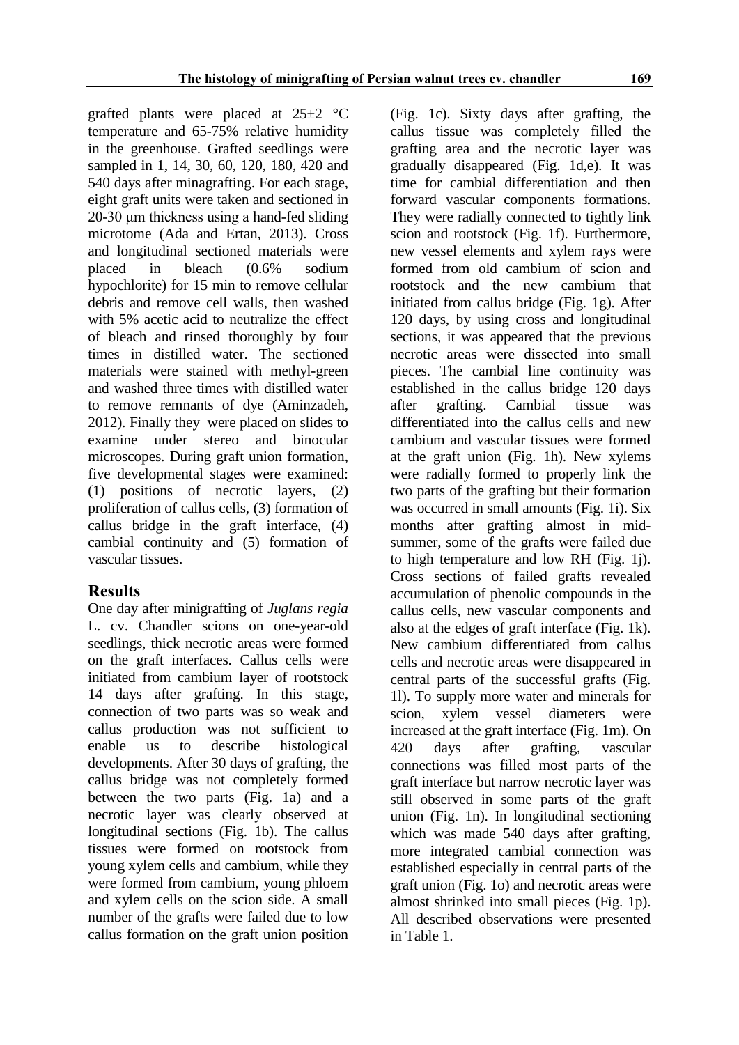grafted plants were placed at 25±2 °C temperature and 65-75% relative humidity in the greenhouse. Grafted seedlings were sampled in 1, 14, 30, 60, 120, 180, 420 and 540 days after minagrafting. For each stage, eight graft units were taken and sectioned in 20-30 μm thickness using a hand-fed sliding microtome (Ada and Ertan, 2013). Cross and longitudinal sectioned materials were placed in bleach (0.6% sodium hypochlorite) for 15 min to remove cellular debris and remove cell walls, then washed with 5% acetic acid to neutralize the effect of bleach and rinsed thoroughly by four times in distilled water. The sectioned materials were stained with methyl-green and washed three times with distilled water to remove remnants of dye (Aminzadeh, 2012). Finally they were placed on slides to examine under stereo and binocular microscopes. During graft union formation, five developmental stages were examined: (1) positions of necrotic layers, (2) proliferation of callus cells, (3) formation of callus bridge in the graft interface, (4) cambial continuity and (5) formation of vascular tissues.

## Results

One day after minigrafting of *Juglans regia* L. cv. Chandler scions on one-year-old seedlings, thick necrotic areas were formed on the graft interfaces. Callus cells were initiated from cambium layer of rootstock 14 days after grafting. In this stage, connection of two parts was so weak and callus production was not sufficient to enable us to describe histological developments. After 30 days of grafting, the callus bridge was not completely formed between the two parts (Fig. 1a) and a necrotic layer was clearly observed at longitudinal sections (Fig. 1b). The callus tissues were formed on rootstock from young xylem cells and cambium, while they were formed from cambium, young phloem and xylem cells on the scion side. A small number of the grafts were failed due to low callus formation on the graft union position (Fig. 1c). Sixty days after grafting, the callus tissue was completely filled the grafting area and the necrotic layer was gradually disappeared (Fig. 1d,e). It was time for cambial differentiation and then forward vascular components formations. They were radially connected to tightly link scion and rootstock (Fig. 1f). Furthermore, new vessel elements and xylem rays were formed from old cambium of scion and rootstock and the new cambium that initiated from callus bridge (Fig. 1g). After 120 days, by using cross and longitudinal sections, it was appeared that the previous necrotic areas were dissected into small pieces. The cambial line continuity was established in the callus bridge 120 days after grafting. Cambial tissue was differentiated into the callus cells and new cambium and vascular tissues were formed at the graft union (Fig. 1h). New xylems were radially formed to properly link the two parts of the grafting but their formation was occurred in small amounts (Fig. 1i). Six months after grafting almost in mid-summer, some of the grafts were failed due to high temperature and low RH (Fig. 1j). Cross sections of failed grafts revealed accumulation of phenolic compounds in the callus cells, new vascular components and also at the edges of graft interface (Fig. 1k). New cambium differentiated from callus cells and necrotic areas were disappeared in central parts of the successful grafts (Fig. 1l). To supply more water and minerals for scion, xylem vessel diameters were increased at the graft interface (Fig. 1m). On 420 days after grafting, vascular connections was filled most parts of the graft interface but narrow necrotic layer was still observed in some parts of the graft union (Fig. 1n). In longitudinal sectioning which was made 540 days after grafting, more integrated cambial connection was established especially in central parts of the graft union (Fig. 1o) and necrotic areas were almost shrinked into small pieces (Fig. 1p). All described observations were presented in Table 1.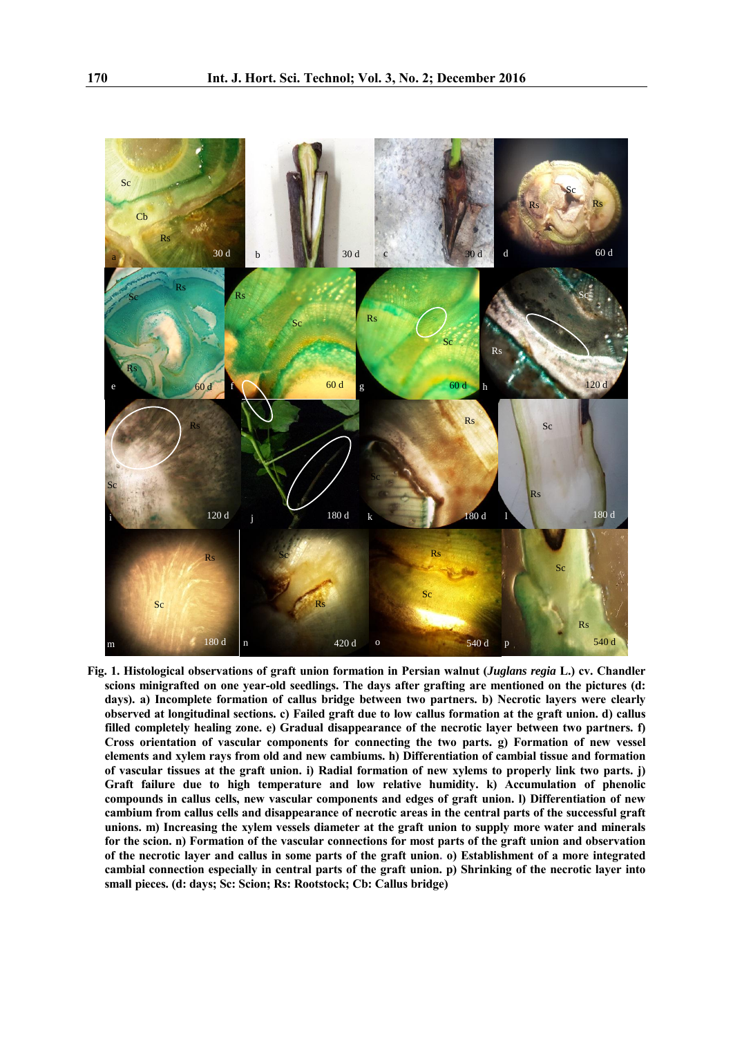**Fig. 1. Histological observations of graft union formation in Persian walnut (*Juglans regia* L.) cv. Chandler scions minigrafted on one year-old seedlings. The days after grafting are mentioned on the pictures (d: days). a) Incomplete formation of callus bridge between two partners. b) Necrotic layers were clearly observed at longitudinal sections. c) Failed graft due to low callus formation at the graft union. d) callus filled completely healing zone. e) Gradual disappearance of the necrotic layer between two partners. f) Cross orientation of vascular components for connecting the two parts. g) Formation of new vessel elements and xylem rays from old and new cambiums. h) Differentiation of cambial tissue and formation of vascular tissues at the graft union. i) Radial formation of new xylems to properly link two parts. j) Graft failure due to high temperature and low relative humidity. k) Accumulation of phenolic compounds in callus cells, new vascular components and edges of graft union. l) Differentiation of new cambium from callus cells and disappearance of necrotic areas in the central parts of the successful graft unions. m) Increasing the xylem vessels diameter at the graft union to supply more water and minerals for the scion. n) Formation of the vascular connections for most parts of the graft union and observation of the necrotic layer and callus in some parts of the graft union. o) Establishment of a more integrated cambial connection especially in central parts of the graft union. p) Shrinking of the necrotic layer into small pieces. (d: days; Sc: Scion; Rs: Rootstock; Cb: Callus bridge)**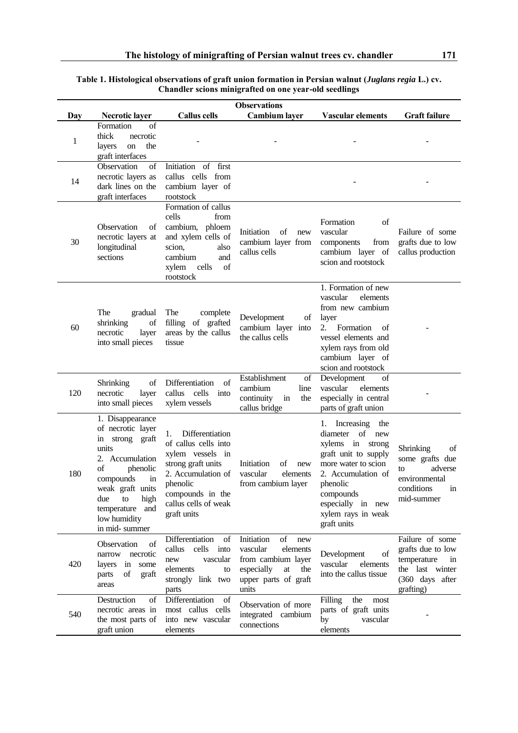**Table 1. Histological observations of graft union formation in Persian walnut (*Juglans regia* L.) cv. Chandler scions minigrafted on one year-old seedlings**

| | Observations | | | | |
|---|---|---|---|---|---|
| **Day** | **Necrotic layer** | **Callus cells** | **Cambium layer** | **Vascular elements** | **Graft failure** |
| 1 | Formation of thick necrotic layers on the graft interfaces | - | - | - | - |
| 14 | Observation of necrotic layers as dark lines on the graft interfaces | Initiation of first callus cells from cambium layer of rootstock | | - | - |
| 30 | Observation of necrotic layers at longitudinal sections | Formation of callus cells from cambium, phloem and xylem cells of scion, also cambium and xylem cells of rootstock | Initiation of new cambium layer from callus cells | Formation of vascular components from cambium layer of scion and rootstock | Failure of some grafts due to low callus production |
| 60 | The gradual shrinking of necrotic layer into small pieces | The complete filling of grafted areas by the callus tissue | Development of cambium layer into the callus cells | 1. Formation of new vascular elements from new cambium layer<br>2. Formation of vessel elements and xylem rays from old cambium layer of scion and rootstock | - |
| 120 | Shrinking of necrotic layer into small pieces | Differentiation of callus cells into xylem vessels | Establishment of cambium line continuity in the callus bridge | Development of vascular elements especially in central parts of graft union | - |
| 180 | 1. Disappearance of necrotic layer in strong graft units<br>2. Accumulation of phenolic compounds in weak graft units due to high temperature and low humidity in mid- summer | 1. Differentiation of callus cells into xylem vessels in strong graft units<br>2. Accumulation of phenolic compounds in the callus cells of weak graft units | Initiation of new vascular elements from cambium layer | 1. Increasing the diameter of new xylems in strong graft unit to supply more water to scion<br>2. Accumulation of phenolic compounds especially in new xylem rays in weak graft units | Shrinking of some grafts due to adverse environmental conditions in mid-summer |
| 420 | Observation of narrow necrotic layers in some parts of graft areas | Differentiation of callus cells into new vascular elements to strongly link two parts | Initiation of new vascular elements from cambium layer especially at the upper parts of graft units | Development of vascular elements into the callus tissue | Failure of some grafts due to low temperature in the last winter (360 days after grafting) |
| 540 | Destruction of necrotic areas in the most parts of graft union | Differentiation of most callus cells into new vascular elements | Observation of more integrated cambium connections | Filling the most parts of graft units by vascular elements | - |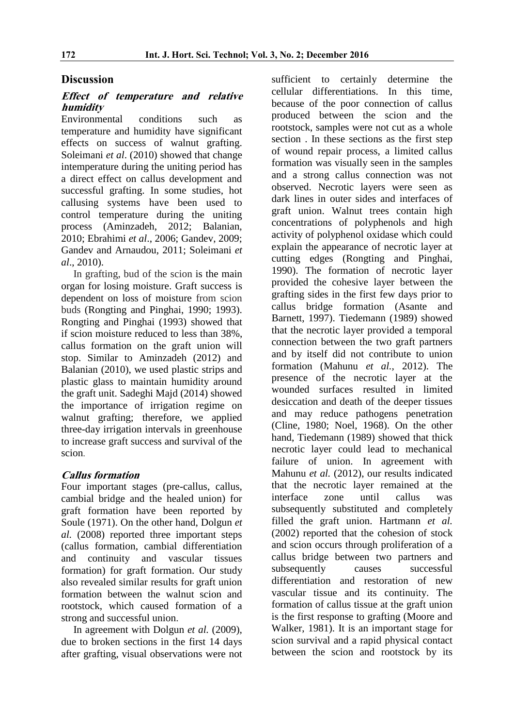## Discussion

### *Effect of temperature and relative humidity*

Environmental conditions such as temperature and humidity have significant effects on success of walnut grafting. Soleimani *et al*. (2010) showed that change intemperature during the uniting period has a direct effect on callus development and successful grafting. In some studies, hot callusing systems have been used to control temperature during the uniting process (Aminzadeh, 2012; Balanian, 2010; Ebrahimi *et al*., 2006; Gandev, 2009; Gandev and Arnaudou, 2011; Soleimani *et al*., 2010).

In grafting, bud of the scion is the main organ for losing moisture. Graft success is dependent on loss of moisture from scion buds (Rongting and Pinghai, 1990; 1993). Rongting and Pinghai (1993) showed that if scion moisture reduced to less than 38%, callus formation on the graft union will stop. Similar to Aminzadeh (2012) and Balanian (2010), we used plastic strips and plastic glass to maintain humidity around the graft unit. Sadeghi Majd (2014) showed the importance of irrigation regime on walnut grafting; therefore, we applied three-day irrigation intervals in greenhouse to increase graft success and survival of the scion.

### *Callus formation*

Four important stages (pre-callus, callus, cambial bridge and the healed union) for graft formation have been reported by Soule (1971). On the other hand, Dolgun *et al.* (2008) reported three important steps (callus formation, cambial differentiation and continuity and vascular tissues formation) for graft formation. Our study also revealed similar results for graft union formation between the walnut scion and rootstock, which caused formation of a strong and successful union.

In agreement with Dolgun *et al.* (2009), due to broken sections in the first 14 days after grafting, visual observations were not sufficient to certainly determine the cellular differentiations. In this time, because of the poor connection of callus produced between the scion and the rootstock, samples were not cut as a whole section . In these sections as the first step of wound repair process, a limited callus formation was visually seen in the samples and a strong callus connection was not observed. Necrotic layers were seen as dark lines in outer sides and interfaces of graft union. Walnut trees contain high concentrations of polyphenols and high activity of polyphenol oxidase which could explain the appearance of necrotic layer at cutting edges (Rongting and Pinghai, 1990). The formation of necrotic layer provided the cohesive layer between the grafting sides in the first few days prior to callus bridge formation (Asante and Barnett, 1997). Tiedemann (1989) showed that the necrotic layer provided a temporal connection between the two graft partners and by itself did not contribute to union formation (Mahunu *et al.*, 2012). The presence of the necrotic layer at the wounded surfaces resulted in limited desiccation and death of the deeper tissues and may reduce pathogens penetration (Cline, 1980; Noel, 1968). On the other hand, Tiedemann (1989) showed that thick necrotic layer could lead to mechanical failure of union. In agreement with Mahunu *et al.* (2012), our results indicated that the necrotic layer remained at the interface zone until callus was subsequently substituted and completely filled the graft union. Hartmann *et al.* (2002) reported that the cohesion of stock and scion occurs through proliferation of a callus bridge between two partners and subsequently causes successful differentiation and restoration of new vascular tissue and its continuity. The formation of callus tissue at the graft union is the first response to grafting (Moore and Walker, 1981). It is an important stage for scion survival and a rapid physical contact between the scion and rootstock by its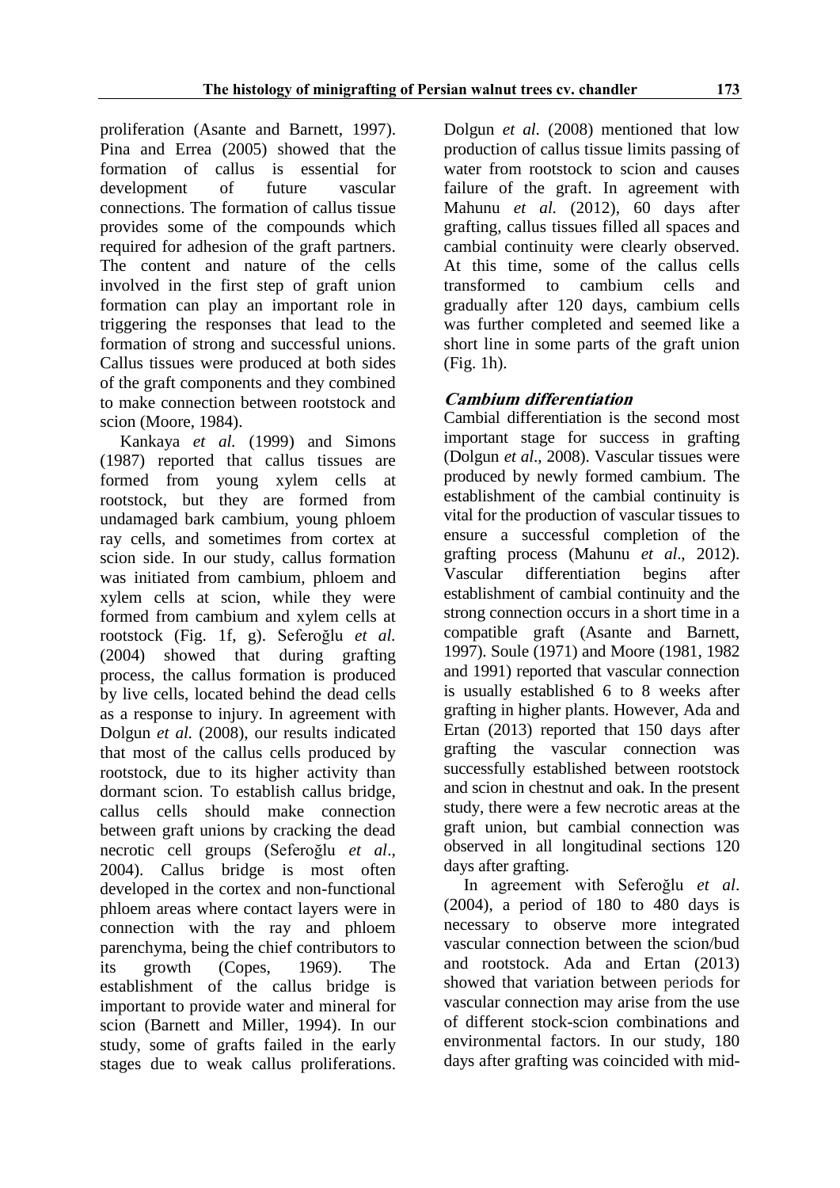proliferation (Asante and Barnett, 1997). Pina and Errea (2005) showed that the formation of callus is essential for development of future vascular connections. The formation of callus tissue provides some of the compounds which required for adhesion of the graft partners. The content and nature of the cells involved in the first step of graft union formation can play an important role in triggering the responses that lead to the formation of strong and successful unions. Callus tissues were produced at both sides of the graft components and they combined to make connection between rootstock and scion (Moore, 1984).

Kankaya *et al.* (1999) and Simons (1987) reported that callus tissues are formed from young xylem cells at rootstock, but they are formed from undamaged bark cambium, young phloem ray cells, and sometimes from cortex at scion side. In our study, callus formation was initiated from cambium, phloem and xylem cells at scion, while they were formed from cambium and xylem cells at rootstock (Fig. 1f, g). Seferoğlu *et al.* (2004) showed that during grafting process, the callus formation is produced by live cells, located behind the dead cells as a response to injury. In agreement with Dolgun *et al.* (2008), our results indicated that most of the callus cells produced by rootstock, due to its higher activity than dormant scion. To establish callus bridge, callus cells should make connection between graft unions by cracking the dead necrotic cell groups (Seferoğlu *et al*., 2004). Callus bridge is most often developed in the cortex and non-functional phloem areas where contact layers were in connection with the ray and phloem parenchyma, being the chief contributors to its growth (Copes, 1969). The establishment of the callus bridge is important to provide water and mineral for scion (Barnett and Miller, 1994). In our study, some of grafts failed in the early stages due to weak callus proliferations. Dolgun *et al*. (2008) mentioned that low production of callus tissue limits passing of water from rootstock to scion and causes failure of the graft. In agreement with Mahunu *et al.* (2012), 60 days after grafting, callus tissues filled all spaces and cambial continuity were clearly observed. At this time, some of the callus cells transformed to cambium cells and gradually after 120 days, cambium cells was further completed and seemed like a short line in some parts of the graft union (Fig. 1h).

### *Cambium differentiation*

Cambial differentiation is the second most important stage for success in grafting (Dolgun *et al*., 2008). Vascular tissues were produced by newly formed cambium. The establishment of the cambial continuity is vital for the production of vascular tissues to ensure a successful completion of the grafting process (Mahunu *et al*., 2012). Vascular differentiation begins after establishment of cambial continuity and the strong connection occurs in a short time in a compatible graft (Asante and Barnett, 1997). Soule (1971) and Moore (1981, 1982 and 1991) reported that vascular connection is usually established 6 to 8 weeks after grafting in higher plants. However, Ada and Ertan (2013) reported that 150 days after grafting the vascular connection was successfully established between rootstock and scion in chestnut and oak. In the present study, there were a few necrotic areas at the graft union, but cambial connection was observed in all longitudinal sections 120 days after grafting.

In agreement with Seferoğlu *et al*. (2004), a period of 180 to 480 days is necessary to observe more integrated vascular connection between the scion/bud and rootstock. Ada and Ertan (2013) showed that variation between periods for vascular connection may arise from the use of different stock-scion combinations and environmental factors. In our study, 180 days after grafting was coincided with mid-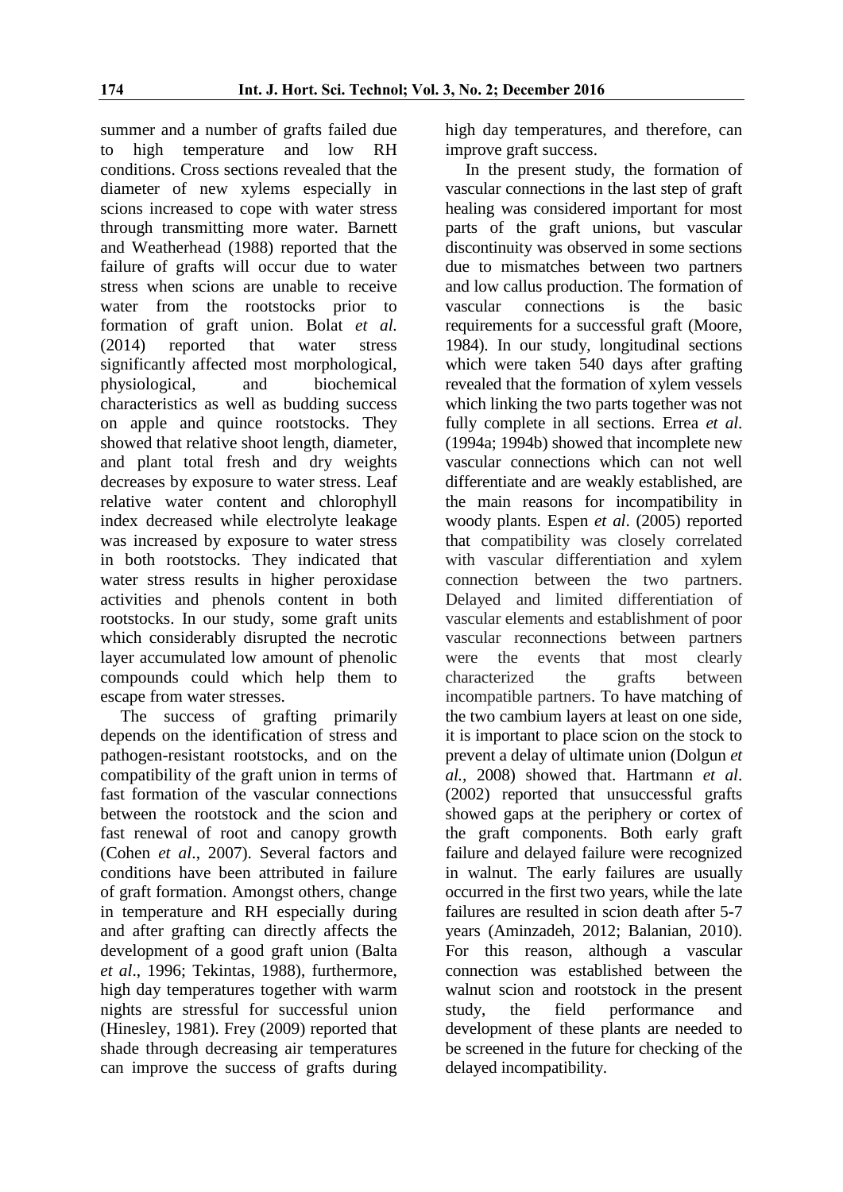summer and a number of grafts failed due to high temperature and low RH conditions. Cross sections revealed that the diameter of new xylems especially in scions increased to cope with water stress through transmitting more water. Barnett and Weatherhead (1988) reported that the failure of grafts will occur due to water stress when scions are unable to receive water from the rootstocks prior to formation of graft union. Bolat *et al.* (2014) reported that water stress significantly affected most morphological, physiological, and biochemical characteristics as well as budding success on apple and quince rootstocks. They showed that relative shoot length, diameter, and plant total fresh and dry weights decreases by exposure to water stress. Leaf relative water content and chlorophyll index decreased while electrolyte leakage was increased by exposure to water stress in both rootstocks. They indicated that water stress results in higher peroxidase activities and phenols content in both rootstocks. In our study, some graft units which considerably disrupted the necrotic layer accumulated low amount of phenolic compounds could which help them to escape from water stresses.

The success of grafting primarily depends on the identification of stress and pathogen-resistant rootstocks, and on the compatibility of the graft union in terms of fast formation of the vascular connections between the rootstock and the scion and fast renewal of root and canopy growth (Cohen *et al*., 2007). Several factors and conditions have been attributed in failure of graft formation. Amongst others, change in temperature and RH especially during and after grafting can directly affects the development of a good graft union (Balta *et al*., 1996; Tekintas, 1988), furthermore, high day temperatures together with warm nights are stressful for successful union (Hinesley, 1981). Frey (2009) reported that shade through decreasing air temperatures can improve the success of grafts during high day temperatures, and therefore, can improve graft success.

In the present study, the formation of vascular connections in the last step of graft healing was considered important for most parts of the graft unions, but vascular discontinuity was observed in some sections due to mismatches between two partners and low callus production. The formation of vascular connections is the basic requirements for a successful graft (Moore, 1984). In our study, longitudinal sections which were taken 540 days after grafting revealed that the formation of xylem vessels which linking the two parts together was not fully complete in all sections. Errea *et al*. (1994a; 1994b) showed that incomplete new vascular connections which can not well differentiate and are weakly established, are the main reasons for incompatibility in woody plants. Espen *et al*. (2005) reported that compatibility was closely correlated with vascular differentiation and xylem connection between the two partners. Delayed and limited differentiation of vascular elements and establishment of poor vascular reconnections between partners were the events that most clearly characterized the grafts between incompatible partners. To have matching of the two cambium layers at least on one side, it is important to place scion on the stock to prevent a delay of ultimate union (Dolgun *et al.,* 2008) showed that. Hartmann *et al*. (2002) reported that unsuccessful grafts showed gaps at the periphery or cortex of the graft components. Both early graft failure and delayed failure were recognized in walnut. The early failures are usually occurred in the first two years, while the late failures are resulted in scion death after 5-7 years (Aminzadeh, 2012; Balanian, 2010). For this reason, although a vascular connection was established between the walnut scion and rootstock in the present study, the field performance and development of these plants are needed to be screened in the future for checking of the delayed incompatibility.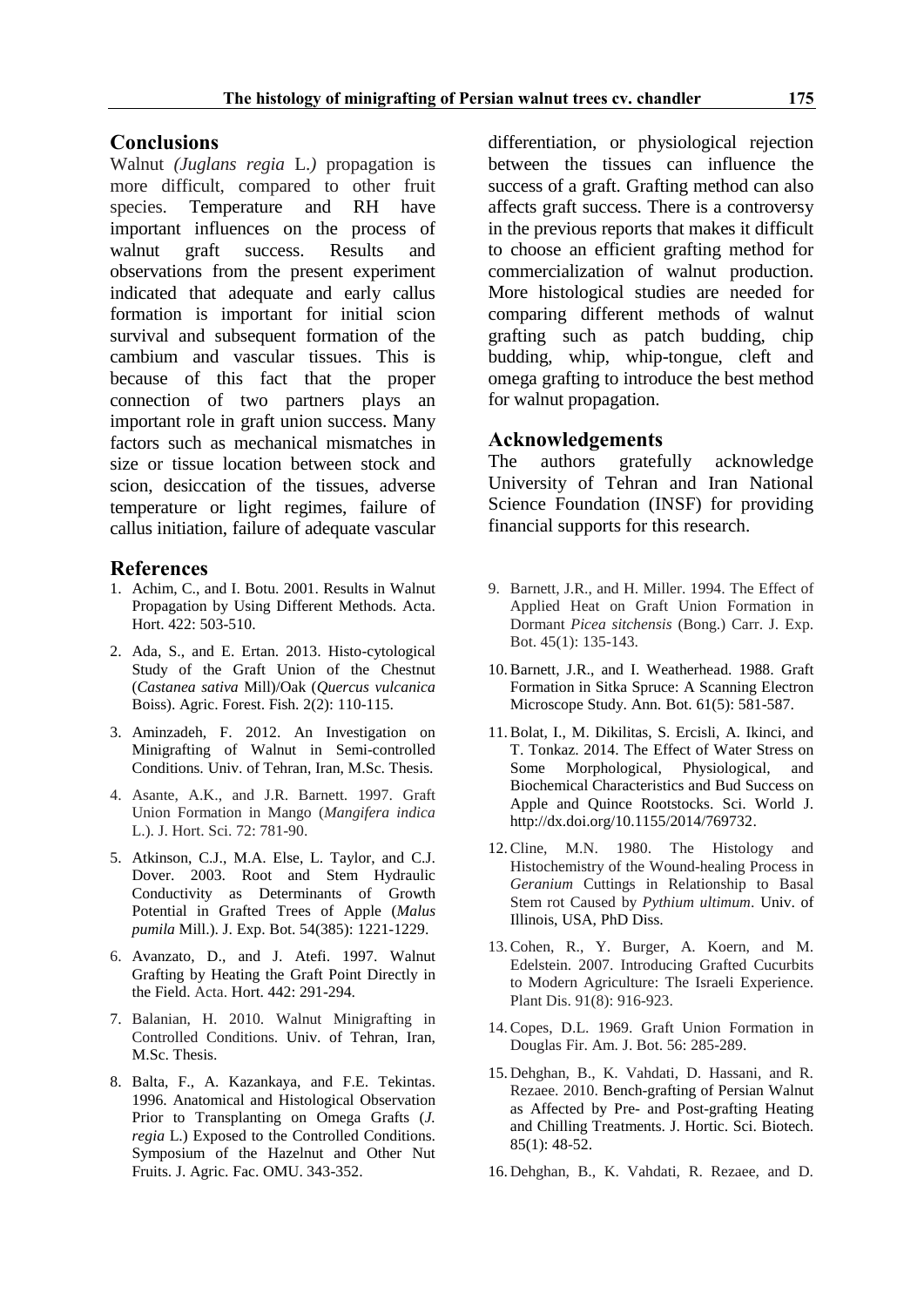## Conclusions

Walnut *(Juglans regia* L.*)* propagation is more difficult, compared to other fruit species. Temperature and RH have important influences on the process of walnut graft success. Results and observations from the present experiment indicated that adequate and early callus formation is important for initial scion survival and subsequent formation of the cambium and vascular tissues. This is because of this fact that the proper connection of two partners plays an important role in graft union success. Many factors such as mechanical mismatches in size or tissue location between stock and scion, desiccation of the tissues, adverse temperature or light regimes, failure of callus initiation, failure of adequate vascular differentiation, or physiological rejection between the tissues can influence the success of a graft. Grafting method can also affects graft success. There is a controversy in the previous reports that makes it difficult to choose an efficient grafting method for commercialization of walnut production. More histological studies are needed for comparing different methods of walnut grafting such as patch budding, chip budding, whip, whip-tongue, cleft and omega grafting to introduce the best method for walnut propagation.

## Acknowledgements

The authors gratefully acknowledge University of Tehran and Iran National Science Foundation (INSF) for providing financial supports for this research.

## References

1. Achim, C., and I. Botu. 2001. Results in Walnut Propagation by Using Different Methods. Acta. Hort. 422: 503-510.
2. Ada, S., and E. Ertan. 2013. Histo-cytological Study of the Graft Union of the Chestnut (*Castanea sativa* Mill)/Oak (*Quercus vulcanica* Boiss). Agric. Forest. Fish. 2(2): 110-115.
3. Aminzadeh, F. 2012. An Investigation on Minigrafting of Walnut in Semi-controlled Conditions. Univ. of Tehran, Iran, M.Sc. Thesis.
4. Asante, A.K., and J.R. Barnett. 1997. Graft Union Formation in Mango (*Mangifera indica* L.). J. Hort. Sci. 72: 781-90.
5. Atkinson, C.J., M.A. Else, L. Taylor, and C.J. Dover. 2003. Root and Stem Hydraulic Conductivity as Determinants of Growth Potential in Grafted Trees of Apple (*Malus pumila* Mill.). J. Exp. Bot. 54(385): 1221-1229.
6. Avanzato, D., and J. Atefi. 1997. Walnut Grafting by Heating the Graft Point Directly in the Field. Acta. Hort. 442: 291-294.
7. Balanian, H. 2010. Walnut Minigrafting in Controlled Conditions. Univ. of Tehran, Iran, M.Sc. Thesis.
8. Balta, F., A. Kazankaya, and F.E. Tekintas. 1996. Anatomical and Histological Observation Prior to Transplanting on Omega Grafts (*J. regia* L.) Exposed to the Controlled Conditions. Symposium of the Hazelnut and Other Nut Fruits. J. Agric. Fac. OMU. 343-352.
9. Barnett, J.R., and H. Miller. 1994. The Effect of Applied Heat on Graft Union Formation in Dormant *Picea sitchensis* (Bong.) Carr. J. Exp. Bot. 45(1): 135-143.
10. Barnett, J.R., and I. Weatherhead. 1988. Graft Formation in Sitka Spruce: A Scanning Electron Microscope Study. Ann. Bot. 61(5): 581-587.
11. Bolat, I., M. Dikilitas, S. Ercisli, A. Ikinci, and T. Tonkaz. 2014. The Effect of Water Stress on Some Morphological, Physiological, and Biochemical Characteristics and Bud Success on Apple and Quince Rootstocks. Sci. World J. http://dx.doi.org/10.1155/2014/769732.
12. Cline, M.N. 1980. The Histology and Histochemistry of the Wound-healing Process in *Geranium* Cuttings in Relationship to Basal Stem rot Caused by *Pythium ultimum*. Univ. of Illinois, USA, PhD Diss.
13. Cohen, R., Y. Burger, A. Koern, and M. Edelstein. 2007. Introducing Grafted Cucurbits to Modern Agriculture: The Israeli Experience. Plant Dis. 91(8): 916-923.
14. Copes, D.L. 1969. Graft Union Formation in Douglas Fir. Am. J. Bot. 56: 285-289.
15. Dehghan, B., K. Vahdati, D. Hassani, and R. Rezaee. 2010. Bench-grafting of Persian Walnut as Affected by Pre- and Post-grafting Heating and Chilling Treatments. J. Hortic. Sci. Biotech. 85(1): 48-52.
16. Dehghan, B., K. Vahdati, R. Rezaee, and D.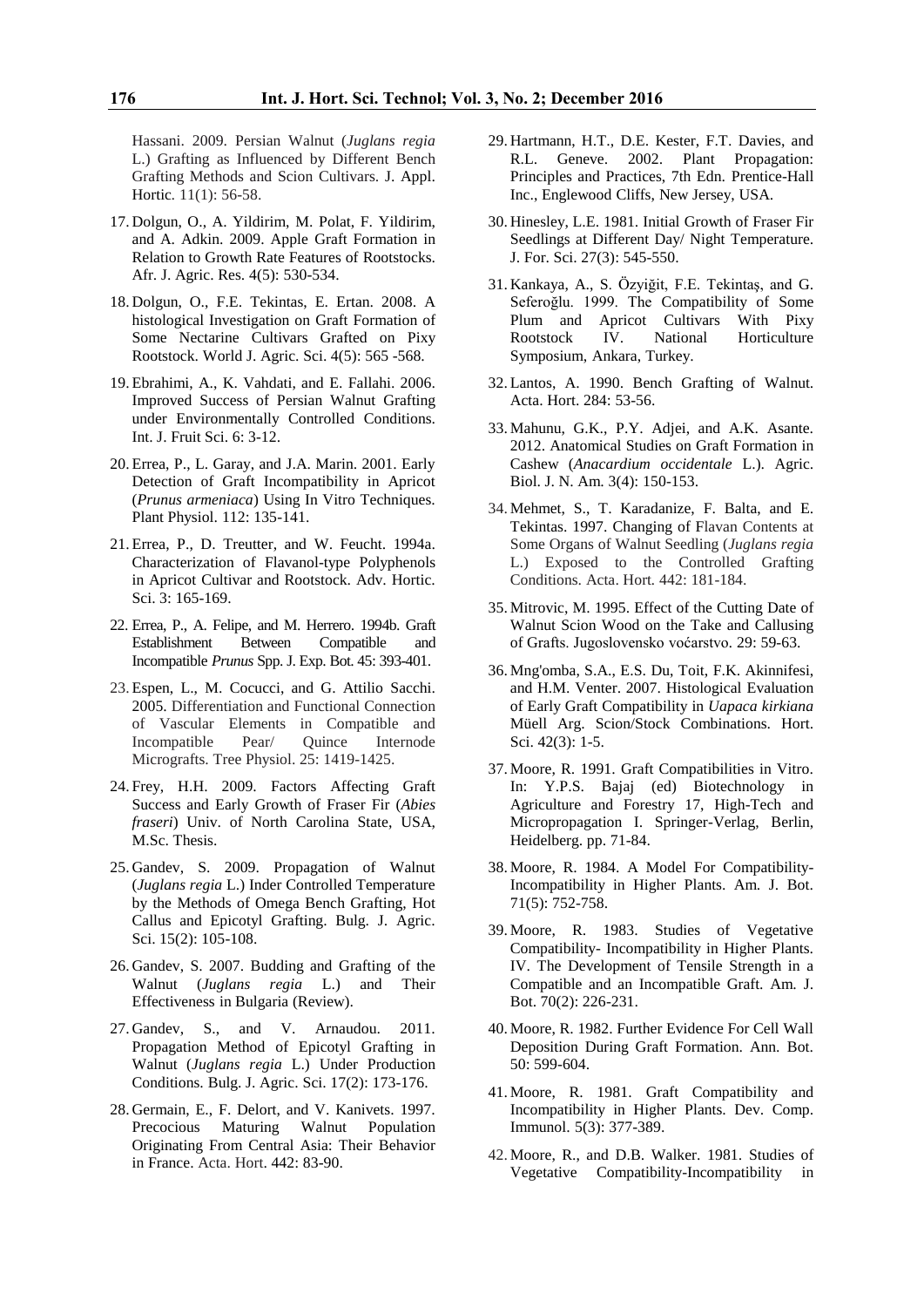Hassani. 2009. Persian Walnut (*Juglans regia* L.) Grafting as Influenced by Different Bench Grafting Methods and Scion Cultivars. J. Appl. Hortic. 11(1): 56-58.

17. Dolgun, O., A. Yildirim, M. Polat, F. Yildirim, and A. Adkin. 2009. Apple Graft Formation in Relation to Growth Rate Features of Rootstocks. Afr. J. Agric. Res. 4(5): 530-534.

18. Dolgun, O., F.E. Tekintas, E. Ertan. 2008. A histological Investigation on Graft Formation of Some Nectarine Cultivars Grafted on Pixy Rootstock. World J. Agric. Sci. 4(5): 565 -568.

19. Ebrahimi, A., K. Vahdati, and E. Fallahi. 2006. Improved Success of Persian Walnut Grafting under Environmentally Controlled Conditions. Int. J. Fruit Sci. 6: 3-12.

20. Errea, P., L. Garay, and J.A. Marin. 2001. Early Detection of Graft Incompatibility in Apricot (*Prunus armeniaca*) Using In Vitro Techniques. Plant Physiol. 112: 135-141.

21. Errea, P., D. Treutter, and W. Feucht. 1994a. Characterization of Flavanol-type Polyphenols in Apricot Cultivar and Rootstock. Adv. Hortic. Sci. 3: 165-169.

22. Errea, P., A. Felipe, and M. Herrero. 1994b. Graft Establishment Between Compatible and Incompatible *Prunus* Spp. J. Exp. Bot. 45: 393-401.

23. Espen, L., M. Cocucci, and G. Attilio Sacchi. 2005. Differentiation and Functional Connection of Vascular Elements in Compatible and Incompatible Pear/ Quince Internode Micrografts. Tree Physiol. 25: 1419-1425.

24. Frey, H.H. 2009. Factors Affecting Graft Success and Early Growth of Fraser Fir (*Abies fraseri*) Univ. of North Carolina State, USA, M.Sc. Thesis.

25. Gandev, S. 2009. Propagation of Walnut (*Juglans regia* L.) Inder Controlled Temperature by the Methods of Omega Bench Grafting, Hot Callus and Epicotyl Grafting. Bulg. J. Agric. Sci. 15(2): 105-108.

26. Gandev, S. 2007. Budding and Grafting of the Walnut (*Juglans regia* L.) and Their Effectiveness in Bulgaria (Review).

27. Gandev, S., and V. Arnaudou. 2011. Propagation Method of Epicotyl Grafting in Walnut (*Juglans regia* L.) Under Production Conditions. Bulg. J. Agric. Sci. 17(2): 173-176.

28. Germain, E., F. Delort, and V. Kanivets. 1997. Precocious Maturing Walnut Population Originating From Central Asia: Their Behavior in France. Acta. Hort. 442: 83-90.

29. Hartmann, H.T., D.E. Kester, F.T. Davies, and R.L. Geneve. 2002. Plant Propagation: Principles and Practices, 7th Edn. Prentice-Hall Inc., Englewood Cliffs, New Jersey, USA.

30. Hinesley, L.E. 1981. Initial Growth of Fraser Fir Seedlings at Different Day/ Night Temperature. J. For. Sci. 27(3): 545-550.

31. Kankaya, A., S. Özyiğit, F.E. Tekintaş, and G. Seferoğlu. 1999. The Compatibility of Some Plum and Apricot Cultivars With Pixy Rootstock IV. National Horticulture Symposium, Ankara, Turkey.

32. Lantos, A. 1990. Bench Grafting of Walnut. Acta. Hort. 284: 53-56.

33. Mahunu, G.K., P.Y. Adjei, and A.K. Asante. 2012. Anatomical Studies on Graft Formation in Cashew (*Anacardium occidentale* L.). Agric. Biol. J. N. Am. 3(4): 150-153.

34. Mehmet, S., T. Karadanize, F. Balta, and E. Tekintas. 1997. Changing of Flavan Contents at Some Organs of Walnut Seedling (*Juglans regia* L.) Exposed to the Controlled Grafting Conditions. Acta. Hort. 442: 181-184.

35. Mitrovic, M. 1995. Effect of the Cutting Date of Walnut Scion Wood on the Take and Callusing of Grafts. Jugoslovensko voćarstvo. 29: 59-63.

36. Mng'omba, S.A., E.S. Du, Toit, F.K. Akinnifesi, and H.M. Venter. 2007. Histological Evaluation of Early Graft Compatibility in *Uapaca kirkiana* Müell Arg. Scion/Stock Combinations. Hort. Sci. 42(3): 1-5.

37. Moore, R. 1991. Graft Compatibilities in Vitro. In: Y.P.S. Bajaj (ed) Biotechnology in Agriculture and Forestry 17, High-Tech and Micropropagation I. Springer-Verlag, Berlin, Heidelberg. pp. 71-84.

38. Moore, R. 1984. A Model For Compatibility-Incompatibility in Higher Plants. Am. J. Bot. 71(5): 752-758.

39. Moore, R. 1983. Studies of Vegetative Compatibility- Incompatibility in Higher Plants. IV. The Development of Tensile Strength in a Compatible and an Incompatible Graft. Am. J. Bot. 70(2): 226-231.

40. Moore, R. 1982. Further Evidence For Cell Wall Deposition During Graft Formation. Ann. Bot. 50: 599-604.

41. Moore, R. 1981. Graft Compatibility and Incompatibility in Higher Plants. Dev. Comp. Immunol. 5(3): 377-389.

42. Moore, R., and D.B. Walker. 1981. Studies of Vegetative Compatibility-Incompatibility in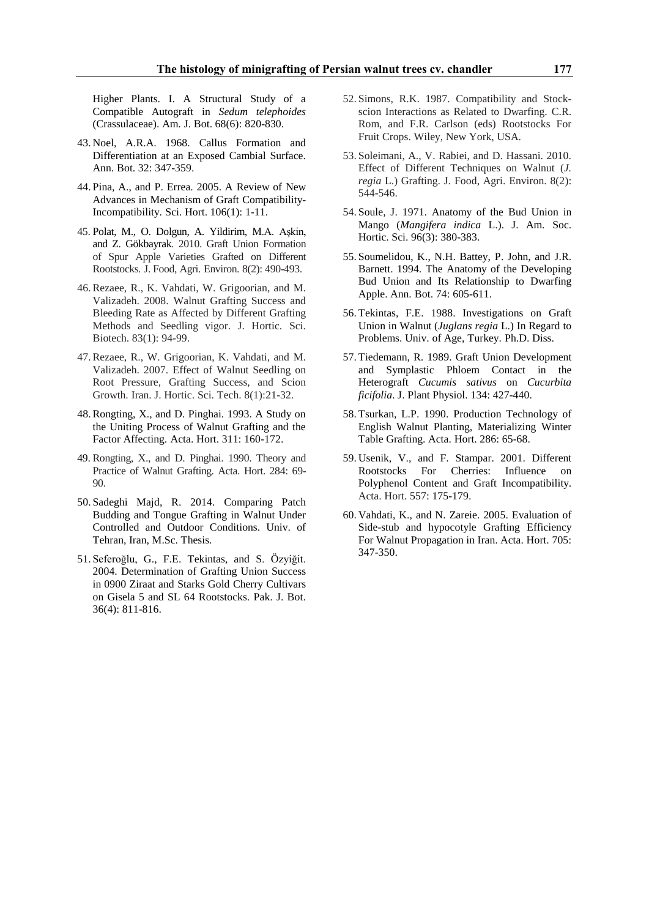Higher Plants. I. A Structural Study of a Compatible Autograft in *Sedum telephoides* (Crassulaceae). Am. J. Bot. 68(6): 820-830.

43. Noel, A.R.A. 1968. Callus Formation and Differentiation at an Exposed Cambial Surface. Ann. Bot. 32: 347-359.

44. Pina, A., and P. Errea. 2005. A Review of New Advances in Mechanism of Graft Compatibility-Incompatibility. Sci. Hort. 106(1): 1-11.

45. Polat, M., O. Dolgun, A. Yildirim, M.A. Aşkin, and Z. Gökbayrak. 2010. Graft Union Formation of Spur Apple Varieties Grafted on Different Rootstocks. J. Food, Agri. Environ. 8(2): 490-493.

46. Rezaee, R., K. Vahdati, W. Grigoorian, and M. Valizadeh. 2008. Walnut Grafting Success and Bleeding Rate as Affected by Different Grafting Methods and Seedling vigor. J. Hortic. Sci. Biotech. 83(1): 94-99.

47. Rezaee, R., W. Grigoorian, K. Vahdati, and M. Valizadeh. 2007. Effect of Walnut Seedling on Root Pressure, Grafting Success, and Scion Growth. Iran. J. Hortic. Sci. Tech. 8(1):21-32.

48. Rongting, X., and D. Pinghai. 1993. A Study on the Uniting Process of Walnut Grafting and the Factor Affecting. Acta. Hort. 311: 160-172.

49. Rongting, X., and D. Pinghai. 1990. Theory and Practice of Walnut Grafting. Acta. Hort. 284: 69-90.

50. Sadeghi Majd, R. 2014. Comparing Patch Budding and Tongue Grafting in Walnut Under Controlled and Outdoor Conditions. Univ. of Tehran, Iran, M.Sc. Thesis.

51. Seferoğlu, G., F.E. Tekintas, and S. Özyiğit. 2004. Determination of Grafting Union Success in 0900 Ziraat and Starks Gold Cherry Cultivars on Gisela 5 and SL 64 Rootstocks. Pak. J. Bot. 36(4): 811-816.

52. Simons, R.K. 1987. Compatibility and Stock-scion Interactions as Related to Dwarfing. C.R. Rom, and F.R. Carlson (eds) Rootstocks For Fruit Crops. Wiley, New York, USA.

53. Soleimani, A., V. Rabiei, and D. Hassani. 2010. Effect of Different Techniques on Walnut (*J. regia* L.) Grafting. J. Food, Agri. Environ. 8(2): 544-546.

54. Soule, J. 1971. Anatomy of the Bud Union in Mango (*Mangifera indica* L.). J. Am. Soc. Hortic. Sci. 96(3): 380-383.

55. Soumelidou, K., N.H. Battey, P. John, and J.R. Barnett. 1994. The Anatomy of the Developing Bud Union and Its Relationship to Dwarfing Apple. Ann. Bot. 74: 605-611.

56. Tekintas, F.E. 1988. Investigations on Graft Union in Walnut (*Juglans regia* L.) In Regard to Problems. Univ. of Age, Turkey. Ph.D. Diss.

57. Tiedemann, R. 1989. Graft Union Development and Symplastic Phloem Contact in the Heterograft *Cucumis sativus* on *Cucurbita ficifolia*. J. Plant Physiol. 134: 427-440.

58. Tsurkan, L.P. 1990. Production Technology of English Walnut Planting, Materializing Winter Table Grafting. Acta. Hort. 286: 65-68.

59. Usenik, V., and F. Stampar. 2001. Different Rootstocks For Cherries: Influence on Polyphenol Content and Graft Incompatibility. Acta. Hort. 557: 175-179.

60. Vahdati, K., and N. Zareie. 2005. Evaluation of Side-stub and hypocotyle Grafting Efficiency For Walnut Propagation in Iran. Acta. Hort. 705: 347-350.